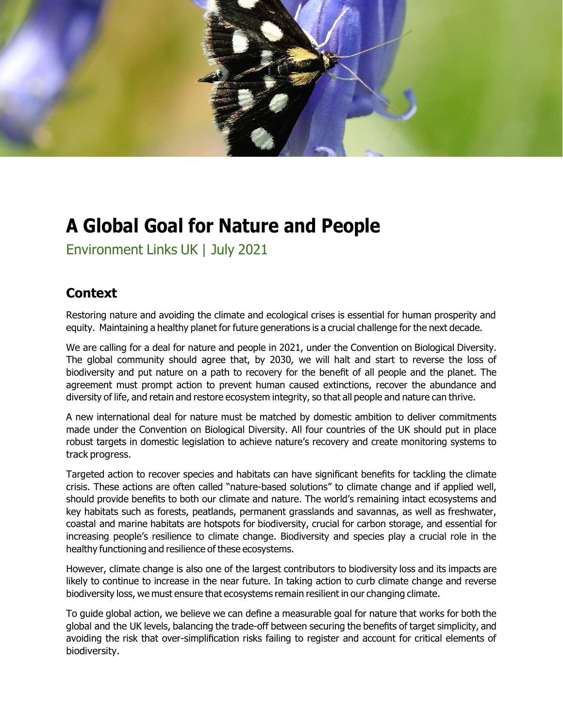# A Global Goal for Nature and People

Environment Links UK | July 2021

## Context

Restoring nature and avoiding the climate and ecological crises is essential for human prosperity and equity. Maintaining a healthy planet for future generations is a crucial challenge for the next decade.

We are calling for a deal for nature and people in 2021, under the Convention on Biological Diversity. The global community should agree that, by 2030, we will halt and start to reverse the loss of biodiversity and put nature on a path to recovery for the benefit of all people and the planet. The agreement must prompt action to prevent human caused extinctions, recover the abundance and diversity of life, and retain and restore ecosystem integrity, so that all people and nature can thrive.

A new international deal for nature must be matched by domestic ambition to deliver commitments made under the Convention on Biological Diversity. All four countries of the UK should put in place robust targets in domestic legislation to achieve nature's recovery and create monitoring systems to track progress.

Targeted action to recover species and habitats can have significant benefits for tackling the climate crisis. These actions are often called "nature-based solutions" to climate change and if applied well, should provide benefits to both our climate and nature. The world's remaining intact ecosystems and key habitats such as forests, peatlands, permanent grasslands and savannas, as well as freshwater, coastal and marine habitats are hotspots for biodiversity, crucial for carbon storage, and essential for increasing people's resilience to climate change. Biodiversity and species play a crucial role in the healthy functioning and resilience of these ecosystems.

However, climate change is also one of the largest contributors to biodiversity loss and its impacts are likely to continue to increase in the near future. In taking action to curb climate change and reverse biodiversity loss, we must ensure that ecosystems remain resilient in our changing climate.

To guide global action, we believe we can define a measurable goal for nature that works for both the global and the UK levels, balancing the trade-off between securing the benefits of target simplicity, and avoiding the risk that over-simplification risks failing to register and account for critical elements of biodiversity.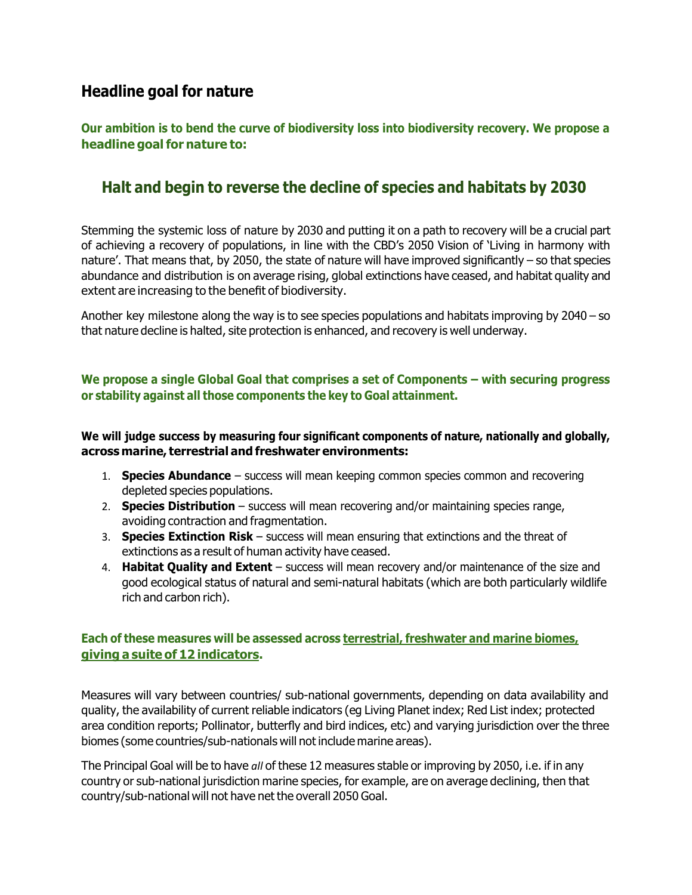## Headline goal for nature

**Our ambition is to bend the curve of biodiversity loss into biodiversity recovery. We propose a headline goal for nature to:**

### Halt and begin to reverse the decline of species and habitats by 2030

Stemming the systemic loss of nature by 2030 and putting it on a path to recovery will be a crucial part of achieving a recovery of populations, in line with the CBD's 2050 Vision of 'Living in harmony with nature'. That means that, by 2050, the state of nature will have improved significantly – so that species abundance and distribution is on average rising, global extinctions have ceased, and habitat quality and extent are increasing to the benefit of biodiversity.

Another key milestone along the way is to see species populations and habitats improving by 2040 – so that nature decline is halted, site protection is enhanced, and recovery is well underway.

**We propose a single Global Goal that comprises a set of Components – with securing progress or stability against all those components the key to Goal attainment.**

**We will judge success by measuring four significant components of nature, nationally and globally, across marine, terrestrial and freshwater environments:**

1. **Species Abundance** – success will mean keeping common species common and recovering depleted species populations.
2. **Species Distribution** – success will mean recovering and/or maintaining species range, avoiding contraction and fragmentation.
3. **Species Extinction Risk** – success will mean ensuring that extinctions and the threat of extinctions as a result of human activity have ceased.
4. **Habitat Quality and Extent** – success will mean recovery and/or maintenance of the size and good ecological status of natural and semi-natural habitats (which are both particularly wildlife rich and carbon rich).

**Each of these measures will be assessed across terrestrial, freshwater and marine biomes, giving a suite of 12 indicators.**

Measures will vary between countries/ sub-national governments, depending on data availability and quality, the availability of current reliable indicators (eg Living Planet index; Red List index; protected area condition reports; Pollinator, butterfly and bird indices, etc) and varying jurisdiction over the three biomes (some countries/sub-nationals will not include marine areas).

The Principal Goal will be to have *all* of these 12 measures stable or improving by 2050, i.e. if in any country or sub-national jurisdiction marine species, for example, are on average declining, then that country/sub-national will not have net the overall 2050 Goal.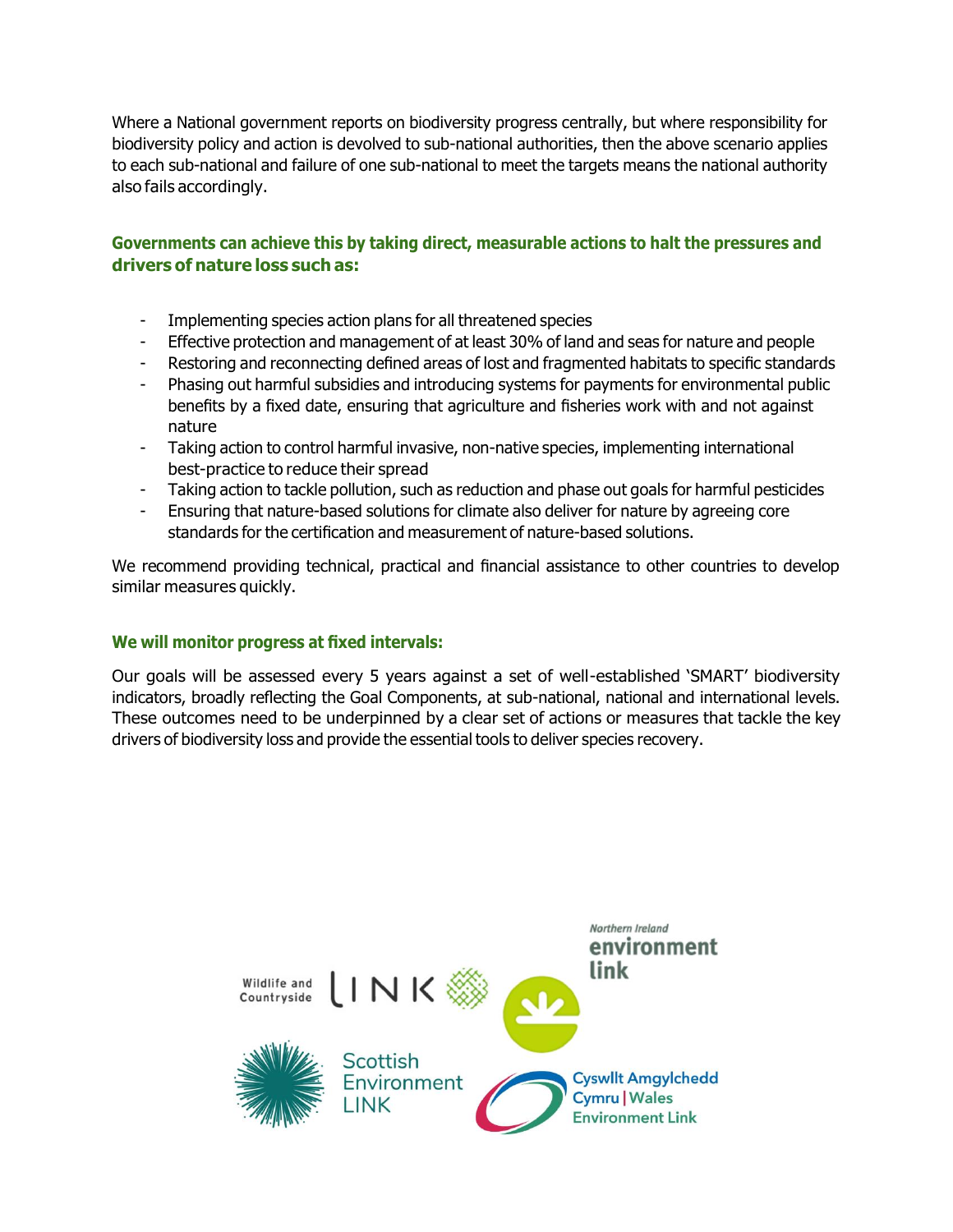Where a National government reports on biodiversity progress centrally, but where responsibility for biodiversity policy and action is devolved to sub-national authorities, then the above scenario applies to each sub-national and failure of one sub-national to meet the targets means the national authority also fails accordingly.

### Governments can achieve this by taking direct, measurable actions to halt the pressures and drivers of nature loss such as:

- Implementing species action plans for all threatened species
- Effective protection and management of at least 30% of land and seas for nature and people
- Restoring and reconnecting defined areas of lost and fragmented habitats to specific standards
- Phasing out harmful subsidies and introducing systems for payments for environmental public benefits by a fixed date, ensuring that agriculture and fisheries work with and not against nature
- Taking action to control harmful invasive, non-native species, implementing international best-practice to reduce their spread
- Taking action to tackle pollution, such as reduction and phase out goals for harmful pesticides
- Ensuring that nature-based solutions for climate also deliver for nature by agreeing core standards for the certification and measurement of nature-based solutions.

We recommend providing technical, practical and financial assistance to other countries to develop similar measures quickly.

### We will monitor progress at fixed intervals:

Our goals will be assessed every 5 years against a set of well-established 'SMART' biodiversity indicators, broadly reflecting the Goal Components, at sub-national, national and international levels. These outcomes need to be underpinned by a clear set of actions or measures that tackle the key drivers of biodiversity loss and provide the essential tools to deliver species recovery.

Wildlife and Countryside LINK

Northern Ireland environment link

Scottish Environment LINK

Cyswllt Amgylchedd Cymru | Wales Environment Link